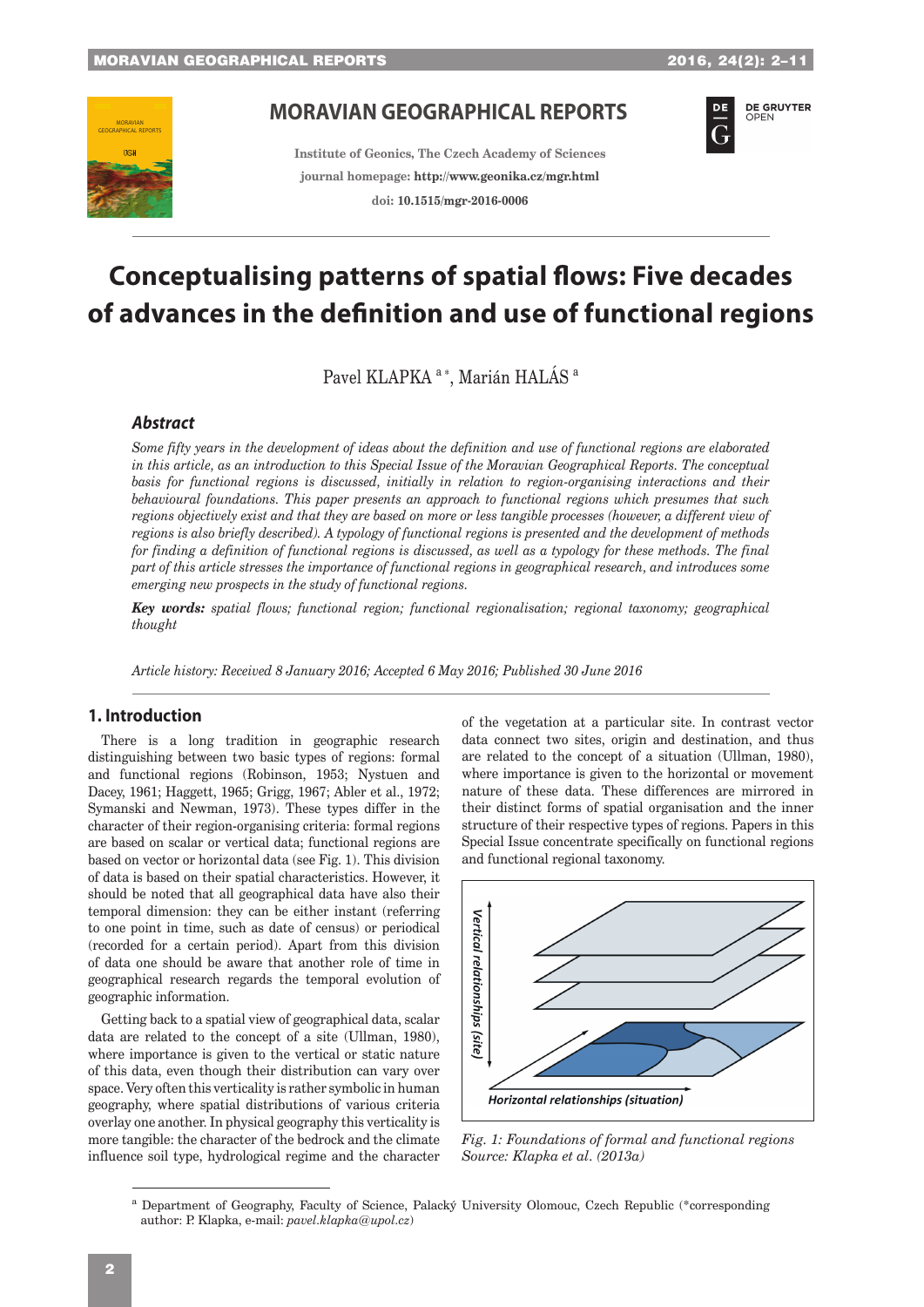# Conceptualising patterns of spatial flows: Five decades of advances in the definition and use of functional regions

Pavel KLAPKA [a *], Marián HALÁS [a]

### *Abstract*

*Some fifty years in the development of ideas about the definition and use of functional regions are elaborated in this article, as an introduction to this Special Issue of the Moravian Geographical Reports. The conceptual basis for functional regions is discussed, initially in relation to region-organising interactions and their behavioural foundations. This paper presents an approach to functional regions which presumes that such regions objectively exist and that they are based on more or less tangible processes (however, a different view of regions is also briefly described). A typology of functional regions is presented and the development of methods for finding a definition of functional regions is discussed, as well as a typology for these methods. The final part of this article stresses the importance of functional regions in geographical research, and introduces some emerging new prospects in the study of functional regions.*

***Key words:*** *spatial flows; functional region; functional regionalisation; regional taxonomy; geographical thought*

*Article history: Received 8 January 2016; Accepted 6 May 2016; Published 30 June 2016*

## 1. Introduction

There is a long tradition in geographic research distinguishing between two basic types of regions: formal and functional regions (Robinson, 1953; Nystuen and Dacey, 1961; Haggett, 1965; Grigg, 1967; Abler et al., 1972; Symanski and Newman, 1973). These types differ in the character of their region-organising criteria: formal regions are based on scalar or vertical data; functional regions are based on vector or horizontal data (see Fig. 1). This division of data is based on their spatial characteristics. However, it should be noted that all geographical data have also their temporal dimension: they can be either instant (referring to one point in time, such as date of census) or periodical (recorded for a certain period). Apart from this division of data one should be aware that another role of time in geographical research regards the temporal evolution of geographic information.

Getting back to a spatial view of geographical data, scalar data are related to the concept of a site (Ullman, 1980), where importance is given to the vertical or static nature of this data, even though their distribution can vary over space. Very often this verticality is rather symbolic in human geography, where spatial distributions of various criteria overlay one another. In physical geography this verticality is more tangible: the character of the bedrock and the climate influence soil type, hydrological regime and the character of the vegetation at a particular site. In contrast vector data connect two sites, origin and destination, and thus are related to the concept of a situation (Ullman, 1980), where importance is given to the horizontal or movement nature of these data. These differences are mirrored in their distinct forms of spatial organisation and the inner structure of their respective types of regions. Papers in this Special Issue concentrate specifically on functional regions and functional regional taxonomy.

Vertical relationships (site)

Horizontal relationships (situation)

*Fig. 1: Foundations of formal and functional regions*
*Source: Klapka et al. (2013a)*

[a] Department of Geography, Faculty of Science, Palacký University Olomouc, Czech Republic (*corresponding author: P. Klapka, e-mail: *pavel.klapka@upol.cz*)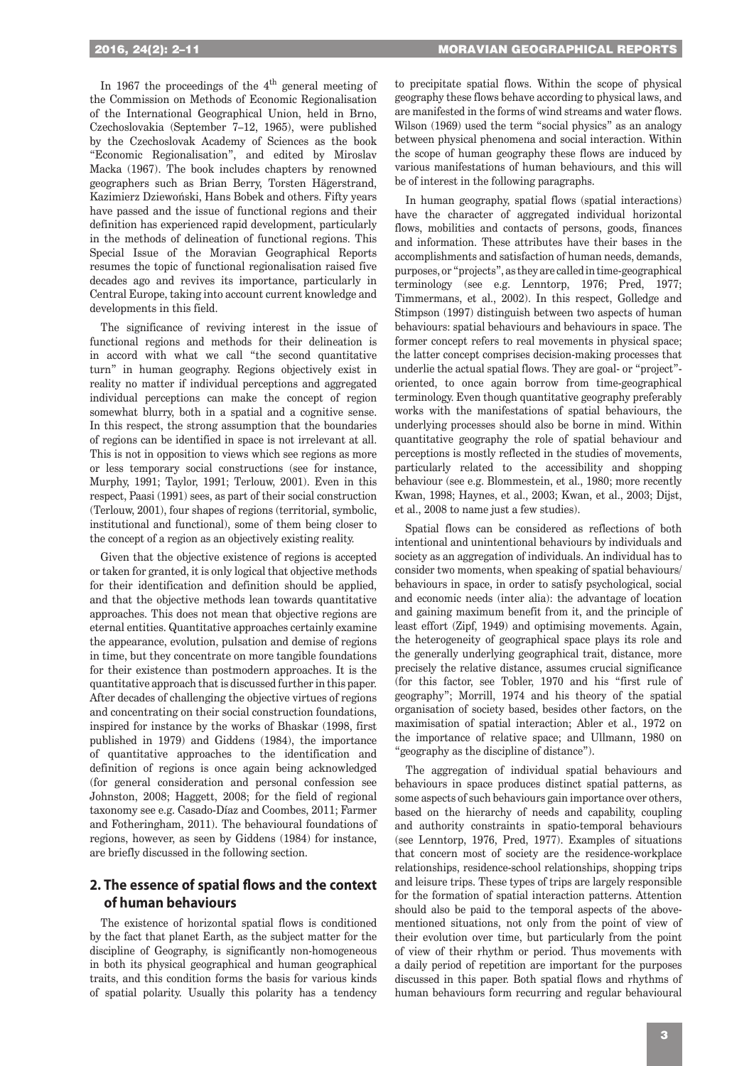In 1967 the proceedings of the 4th general meeting of the Commission on Methods of Economic Regionalisation of the International Geographical Union, held in Brno, Czechoslovakia (September 7–12, 1965), were published by the Czechoslovak Academy of Sciences as the book "Economic Regionalisation", and edited by Miroslav Macka (1967). The book includes chapters by renowned geographers such as Brian Berry, Torsten Hägerstrand, Kazimierz Dziewoński, Hans Bobek and others. Fifty years have passed and the issue of functional regions and their definition has experienced rapid development, particularly in the methods of delineation of functional regions. This Special Issue of the Moravian Geographical Reports resumes the topic of functional regionalisation raised five decades ago and revives its importance, particularly in Central Europe, taking into account current knowledge and developments in this field.

The significance of reviving interest in the issue of functional regions and methods for their delineation is in accord with what we call "the second quantitative turn" in human geography. Regions objectively exist in reality no matter if individual perceptions and aggregated individual perceptions can make the concept of region somewhat blurry, both in a spatial and a cognitive sense. In this respect, the strong assumption that the boundaries of regions can be identified in space is not irrelevant at all. This is not in opposition to views which see regions as more or less temporary social constructions (see for instance, Murphy, 1991; Taylor, 1991; Terlouw, 2001). Even in this respect, Paasi (1991) sees, as part of their social construction (Terlouw, 2001), four shapes of regions (territorial, symbolic, institutional and functional), some of them being closer to the concept of a region as an objectively existing reality.

Given that the objective existence of regions is accepted or taken for granted, it is only logical that objective methods for their identification and definition should be applied, and that the objective methods lean towards quantitative approaches. This does not mean that objective regions are eternal entities. Quantitative approaches certainly examine the appearance, evolution, pulsation and demise of regions in time, but they concentrate on more tangible foundations for their existence than postmodern approaches. It is the quantitative approach that is discussed further in this paper. After decades of challenging the objective virtues of regions and concentrating on their social construction foundations, inspired for instance by the works of Bhaskar (1998, first published in 1979) and Giddens (1984), the importance of quantitative approaches to the identification and definition of regions is once again being acknowledged (for general consideration and personal confession see Johnston, 2008; Haggett, 2008; for the field of regional taxonomy see e.g. Casado-Díaz and Coombes, 2011; Farmer and Fotheringham, 2011). The behavioural foundations of regions, however, as seen by Giddens (1984) for instance, are briefly discussed in the following section.

## 2. The essence of spatial flows and the context of human behaviours

The existence of horizontal spatial flows is conditioned by the fact that planet Earth, as the subject matter for the discipline of Geography, is significantly non-homogeneous in both its physical geographical and human geographical traits, and this condition forms the basis for various kinds of spatial polarity. Usually this polarity has a tendency to precipitate spatial flows. Within the scope of physical geography these flows behave according to physical laws, and are manifested in the forms of wind streams and water flows. Wilson (1969) used the term "social physics" as an analogy between physical phenomena and social interaction. Within the scope of human geography these flows are induced by various manifestations of human behaviours, and this will be of interest in the following paragraphs.

In human geography, spatial flows (spatial interactions) have the character of aggregated individual horizontal flows, mobilities and contacts of persons, goods, finances and information. These attributes have their bases in the accomplishments and satisfaction of human needs, demands, purposes, or "projects", as they are called in time-geographical terminology (see e.g. Lenntorp, 1976; Pred, 1977; Timmermans, et al., 2002). In this respect, Golledge and Stimpson (1997) distinguish between two aspects of human behaviours: spatial behaviours and behaviours in space. The former concept refers to real movements in physical space; the latter concept comprises decision-making processes that underlie the actual spatial flows. They are goal- or "project"-oriented, to once again borrow from time-geographical terminology. Even though quantitative geography preferably works with the manifestations of spatial behaviours, the underlying processes should also be borne in mind. Within quantitative geography the role of spatial behaviour and perceptions is mostly reflected in the studies of movements, particularly related to the accessibility and shopping behaviour (see e.g. Blommestein, et al., 1980; more recently Kwan, 1998; Haynes, et al., 2003; Kwan, et al., 2003; Dijst, et al., 2008 to name just a few studies).

Spatial flows can be considered as reflections of both intentional and unintentional behaviours by individuals and society as an aggregation of individuals. An individual has to consider two moments, when speaking of spatial behaviours/behaviours in space, in order to satisfy psychological, social and economic needs (inter alia): the advantage of location and gaining maximum benefit from it, and the principle of least effort (Zipf, 1949) and optimising movements. Again, the heterogeneity of geographical space plays its role and the generally underlying geographical trait, distance, more precisely the relative distance, assumes crucial significance (for this factor, see Tobler, 1970 and his "first rule of geography"; Morrill, 1974 and his theory of the spatial organisation of society based, besides other factors, on the maximisation of spatial interaction; Abler et al., 1972 on the importance of relative space; and Ullmann, 1980 on "geography as the discipline of distance").

The aggregation of individual spatial behaviours and behaviours in space produces distinct spatial patterns, as some aspects of such behaviours gain importance over others, based on the hierarchy of needs and capability, coupling and authority constraints in spatio-temporal behaviours (see Lenntorp, 1976, Pred, 1977). Examples of situations that concern most of society are the residence-workplace relationships, residence-school relationships, shopping trips and leisure trips. These types of trips are largely responsible for the formation of spatial interaction patterns. Attention should also be paid to the temporal aspects of the above-mentioned situations, not only from the point of view of their evolution over time, but particularly from the point of view of their rhythm or period. Thus movements with a daily period of repetition are important for the purposes discussed in this paper. Both spatial flows and rhythms of human behaviours form recurring and regular behavioural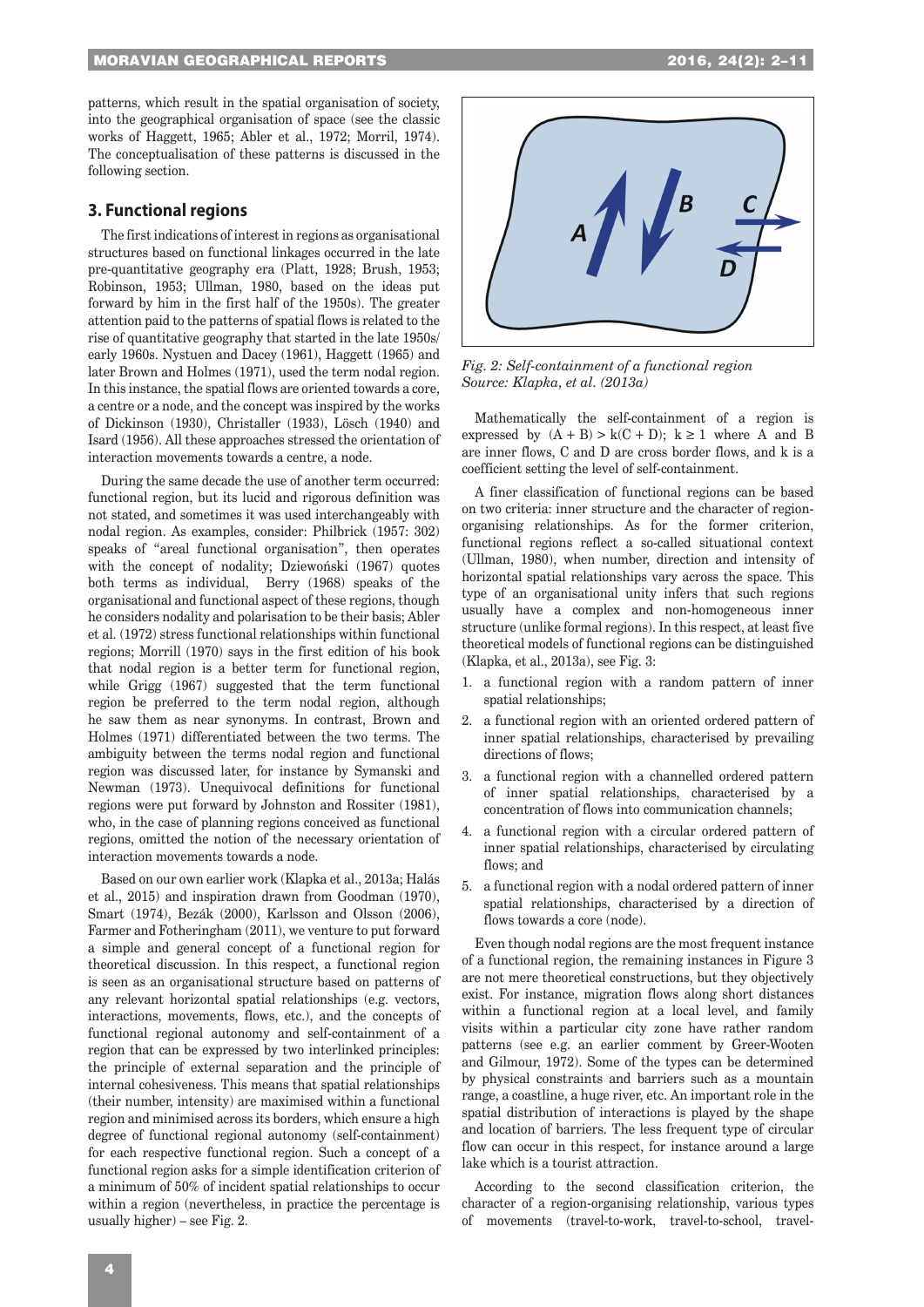patterns, which result in the spatial organisation of society, into the geographical organisation of space (see the classic works of Haggett, 1965; Abler et al., 1972; Morril, 1974). The conceptualisation of these patterns is discussed in the following section.

## 3. Functional regions

The first indications of interest in regions as organisational structures based on functional linkages occurred in the late pre-quantitative geography era (Platt, 1928; Brush, 1953; Robinson, 1953; Ullman, 1980, based on the ideas put forward by him in the first half of the 1950s). The greater attention paid to the patterns of spatial flows is related to the rise of quantitative geography that started in the late 1950s/ early 1960s. Nystuen and Dacey (1961), Haggett (1965) and later Brown and Holmes (1971), used the term nodal region. In this instance, the spatial flows are oriented towards a core, a centre or a node, and the concept was inspired by the works of Dickinson (1930), Christaller (1933), Lösch (1940) and Isard (1956). All these approaches stressed the orientation of interaction movements towards a centre, a node.

During the same decade the use of another term occurred: functional region, but its lucid and rigorous definition was not stated, and sometimes it was used interchangeably with nodal region. As examples, consider: Philbrick (1957: 302) speaks of "areal functional organisation", then operates with the concept of nodality; Dziewoński (1967) quotes both terms as individual, Berry (1968) speaks of the organisational and functional aspect of these regions, though he considers nodality and polarisation to be their basis; Abler et al. (1972) stress functional relationships within functional regions; Morrill (1970) says in the first edition of his book that nodal region is a better term for functional region, while Grigg (1967) suggested that the term functional region be preferred to the term nodal region, although he saw them as near synonyms. In contrast, Brown and Holmes (1971) differentiated between the two terms. The ambiguity between the terms nodal region and functional region was discussed later, for instance by Symanski and Newman (1973). Unequivocal definitions for functional regions were put forward by Johnston and Rossiter (1981), who, in the case of planning regions conceived as functional regions, omitted the notion of the necessary orientation of interaction movements towards a node.

Based on our own earlier work (Klapka et al., 2013a; Halás et al., 2015) and inspiration drawn from Goodman (1970), Smart (1974), Bezák (2000), Karlsson and Olsson (2006), Farmer and Fotheringham (2011), we venture to put forward a simple and general concept of a functional region for theoretical discussion. In this respect, a functional region is seen as an organisational structure based on patterns of any relevant horizontal spatial relationships (e.g. vectors, interactions, movements, flows, etc.), and the concepts of functional regional autonomy and self-containment of a region that can be expressed by two interlinked principles: the principle of external separation and the principle of internal cohesiveness. This means that spatial relationships (their number, intensity) are maximised within a functional region and minimised across its borders, which ensure a high degree of functional regional autonomy (self-containment) for each respective functional region. Such a concept of a functional region asks for a simple identification criterion of a minimum of 50% of incident spatial relationships to occur within a region (nevertheless, in practice the percentage is usually higher) – see Fig. 2.

A
B
C
D

*Fig. 2: Self-containment of a functional region*
*Source: Klapka, et al. (2013a)*

Mathematically the self-containment of a region is expressed by $(A + B) > k(C + D)$; $k \geq 1$ where A and B are inner flows, C and D are cross border flows, and k is a coefficient setting the level of self-containment.

A finer classification of functional regions can be based on two criteria: inner structure and the character of region-organising relationships. As for the former criterion, functional regions reflect a so-called situational context (Ullman, 1980), when number, direction and intensity of horizontal spatial relationships vary across the space. This type of an organisational unity infers that such regions usually have a complex and non-homogeneous inner structure (unlike formal regions). In this respect, at least five theoretical models of functional regions can be distinguished (Klapka, et al., 2013a), see Fig. 3:

1. a functional region with a random pattern of inner spatial relationships;
2. a functional region with an oriented ordered pattern of inner spatial relationships, characterised by prevailing directions of flows;
3. a functional region with a channelled ordered pattern of inner spatial relationships, characterised by a concentration of flows into communication channels;
4. a functional region with a circular ordered pattern of inner spatial relationships, characterised by circulating flows; and
5. a functional region with a nodal ordered pattern of inner spatial relationships, characterised by a direction of flows towards a core (node).

Even though nodal regions are the most frequent instance of a functional region, the remaining instances in Figure 3 are not mere theoretical constructions, but they objectively exist. For instance, migration flows along short distances within a functional region at a local level, and family visits within a particular city zone have rather random patterns (see e.g. an earlier comment by Greer-Wooten and Gilmour, 1972). Some of the types can be determined by physical constraints and barriers such as a mountain range, a coastline, a huge river, etc. An important role in the spatial distribution of interactions is played by the shape and location of barriers. The less frequent type of circular flow can occur in this respect, for instance around a large lake which is a tourist attraction.

According to the second classification criterion, the character of a region-organising relationship, various types of movements (travel-to-work, travel-to-school, travel-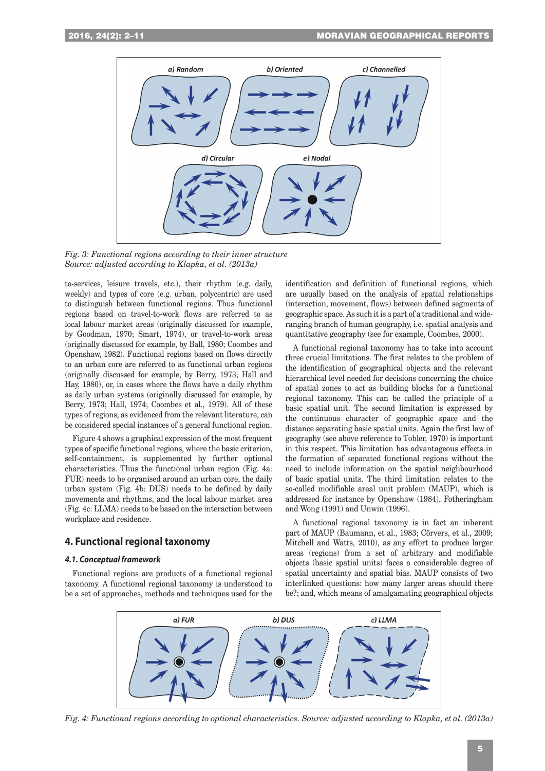a) Random

b) Oriented

c) Channelled

d) Circular

e) Nodal

*Fig. 3: Functional regions according to their inner structure*
*Source: adjusted according to Klapka, et al. (2013a)*

to-services, leisure travels, etc.), their rhythm (e.g. daily, weekly) and types of core (e.g. urban, polycentric) are used to distinguish between functional regions. Thus functional regions based on travel-to-work flows are referred to as local labour market areas (originally discussed for example, by Goodman, 1970; Smart, 1974), or travel-to-work areas (originally discussed for example, by Ball, 1980; Coombes and Openshaw, 1982). Functional regions based on flows directly to an urban core are referred to as functional urban regions (originally discussed for example, by Berry, 1973; Hall and Hay, 1980), or, in cases where the flows have a daily rhythm as daily urban systems (originally discussed for example, by Berry, 1973; Hall, 1974; Coombes et al., 1979). All of these types of regions, as evidenced from the relevant literature, can be considered special instances of a general functional region.

Figure 4 shows a graphical expression of the most frequent types of specific functional regions, where the basic criterion, self-containment, is supplemented by further optional characteristics. Thus the functional urban region (Fig. 4a: FUR) needs to be organised around an urban core, the daily urban system (Fig. 4b: DUS) needs to be defined by daily movements and rhythms, and the local labour market area (Fig. 4c: LLMA) needs to be based on the interaction between workplace and residence.

## 4. Functional regional taxonomy

### 4.1. Conceptual framework

Functional regions are products of a functional regional taxonomy. A functional regional taxonomy is understood to be a set of approaches, methods and techniques used for the identification and definition of functional regions, which are usually based on the analysis of spatial relationships (interaction, movement, flows) between defined segments of geographic space. As such it is a part of a traditional and wide-ranging branch of human geography, i.e. spatial analysis and quantitative geography (see for example, Coombes, 2000).

A functional regional taxonomy has to take into account three crucial limitations. The first relates to the problem of the identification of geographical objects and the relevant hierarchical level needed for decisions concerning the choice of spatial zones to act as building blocks for a functional regional taxonomy. This can be called the principle of a basic spatial unit. The second limitation is expressed by the continuous character of geographic space and the distance separating basic spatial units. Again the first law of geography (see above reference to Tobler, 1970) is important in this respect. This limitation has advantageous effects in the formation of separated functional regions without the need to include information on the spatial neighbourhood of basic spatial units. The third limitation relates to the so-called modifiable areal unit problem (MAUP), which is addressed for instance by Openshaw (1984), Fotheringham and Wong (1991) and Unwin (1996).

A functional regional taxonomy is in fact an inherent part of MAUP (Baumann, et al., 1983; Cörvers, et al., 2009; Mitchell and Watts, 2010), as any effort to produce larger areas (regions) from a set of arbitrary and modifiable objects (basic spatial units) faces a considerable degree of spatial uncertainty and spatial bias. MAUP consists of two interlinked questions: how many larger areas should there be?; and, which means of amalgamating geographical objects

a) FUR

b) DUS

c) LLMA

*Fig. 4: Functional regions according to optional characteristics. Source: adjusted according to Klapka, et al. (2013a)*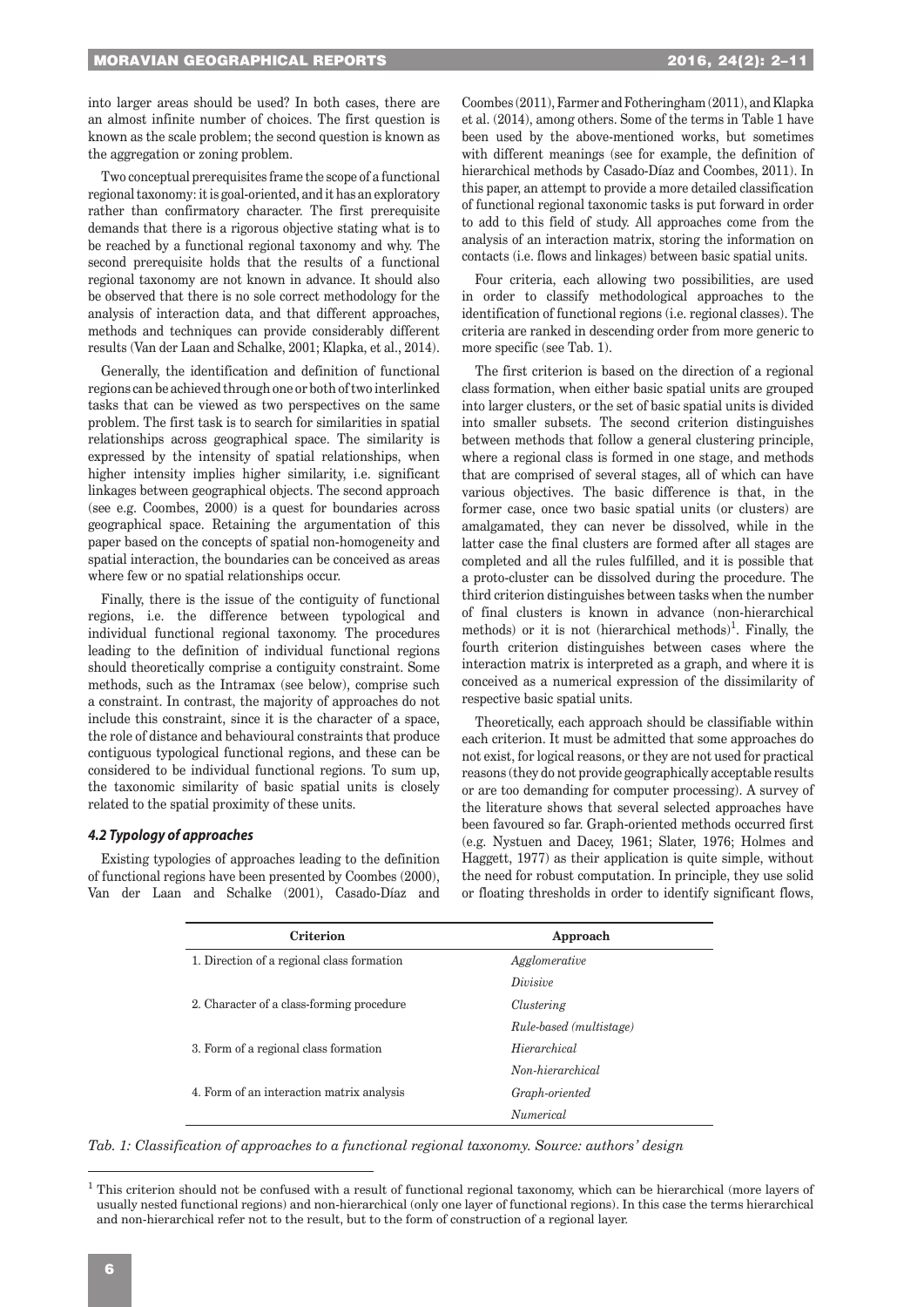into larger areas should be used? In both cases, there are an almost infinite number of choices. The first question is known as the scale problem; the second question is known as the aggregation or zoning problem.

Two conceptual prerequisites frame the scope of a functional regional taxonomy: it is goal-oriented, and it has an exploratory rather than confirmatory character. The first prerequisite demands that there is a rigorous objective stating what is to be reached by a functional regional taxonomy and why. The second prerequisite holds that the results of a functional regional taxonomy are not known in advance. It should also be observed that there is no sole correct methodology for the analysis of interaction data, and that different approaches, methods and techniques can provide considerably different results (Van der Laan and Schalke, 2001; Klapka, et al., 2014).

Generally, the identification and definition of functional regions can be achieved through one or both of two interlinked tasks that can be viewed as two perspectives on the same problem. The first task is to search for similarities in spatial relationships across geographical space. The similarity is expressed by the intensity of spatial relationships, when higher intensity implies higher similarity, i.e. significant linkages between geographical objects. The second approach (see e.g. Coombes, 2000) is a quest for boundaries across geographical space. Retaining the argumentation of this paper based on the concepts of spatial non-homogeneity and spatial interaction, the boundaries can be conceived as areas where few or no spatial relationships occur.

Finally, there is the issue of the contiguity of functional regions, i.e. the difference between typological and individual functional regional taxonomy. The procedures leading to the definition of individual functional regions should theoretically comprise a contiguity constraint. Some methods, such as the Intramax (see below), comprise such a constraint. In contrast, the majority of approaches do not include this constraint, since it is the character of a space, the role of distance and behavioural constraints that produce contiguous typological functional regions, and these can be considered to be individual functional regions. To sum up, the taxonomic similarity of basic spatial units is closely related to the spatial proximity of these units.

### *4.2 Typology of approaches*

Existing typologies of approaches leading to the definition of functional regions have been presented by Coombes (2000), Van der Laan and Schalke (2001), Casado-Díaz and Coombes (2011), Farmer and Fotheringham (2011), and Klapka et al. (2014), among others. Some of the terms in Table 1 have been used by the above-mentioned works, but sometimes with different meanings (see for example, the definition of hierarchical methods by Casado-Díaz and Coombes, 2011). In this paper, an attempt to provide a more detailed classification of functional regional taxonomic tasks is put forward in order to add to this field of study. All approaches come from the analysis of an interaction matrix, storing the information on contacts (i.e. flows and linkages) between basic spatial units.

Four criteria, each allowing two possibilities, are used in order to classify methodological approaches to the identification of functional regions (i.e. regional classes). The criteria are ranked in descending order from more generic to more specific (see Tab. 1).

The first criterion is based on the direction of a regional class formation, when either basic spatial units are grouped into larger clusters, or the set of basic spatial units is divided into smaller subsets. The second criterion distinguishes between methods that follow a general clustering principle, where a regional class is formed in one stage, and methods that are comprised of several stages, all of which can have various objectives. The basic difference is that, in the former case, once two basic spatial units (or clusters) are amalgamated, they can never be dissolved, while in the latter case the final clusters are formed after all stages are completed and all the rules fulfilled, and it is possible that a proto-cluster can be dissolved during the procedure. The third criterion distinguishes between tasks when the number of final clusters is known in advance (non-hierarchical methods) or it is not (hierarchical methods)[1]. Finally, the fourth criterion distinguishes between cases where the interaction matrix is interpreted as a graph, and where it is conceived as a numerical expression of the dissimilarity of respective basic spatial units.

Theoretically, each approach should be classifiable within each criterion. It must be admitted that some approaches do not exist, for logical reasons, or they are not used for practical reasons (they do not provide geographically acceptable results or are too demanding for computer processing). A survey of the literature shows that several selected approaches have been favoured so far. Graph-oriented methods occurred first (e.g. Nystuen and Dacey, 1961; Slater, 1976; Holmes and Haggett, 1977) as their application is quite simple, without the need for robust computation. In principle, they use solid or floating thresholds in order to identify significant flows,

| Criterion | Approach |
|---|---|
| 1. Direction of a regional class formation | *Agglomerative* |
| | *Divisive* |
| 2. Character of a class-forming procedure | *Clustering* |
| | *Rule-based (multistage)* |
| 3. Form of a regional class formation | *Hierarchical* |
| | *Non-hierarchical* |
| 4. Form of an interaction matrix analysis | *Graph-oriented* |
| | *Numerical* |

*Tab. 1: Classification of approaches to a functional regional taxonomy. Source: authors' design*

[1] This criterion should not be confused with a result of functional regional taxonomy, which can be hierarchical (more layers of usually nested functional regions) and non-hierarchical (only one layer of functional regions). In this case the terms hierarchical and non-hierarchical refer not to the result, but to the form of construction of a regional layer.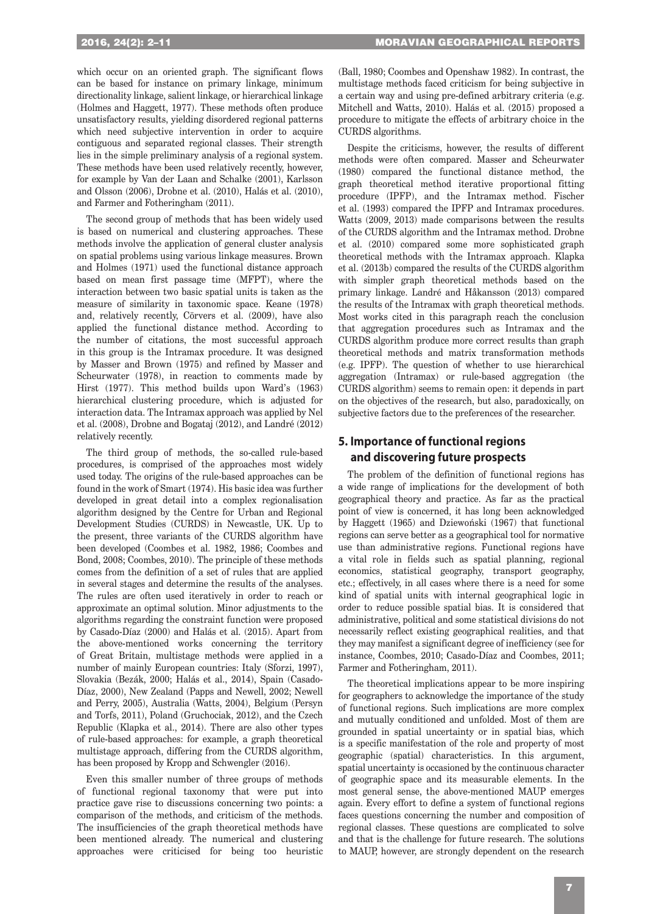which occur on an oriented graph. The significant flows can be based for instance on primary linkage, minimum directionality linkage, salient linkage, or hierarchical linkage (Holmes and Haggett, 1977). These methods often produce unsatisfactory results, yielding disordered regional patterns which need subjective intervention in order to acquire contiguous and separated regional classes. Their strength lies in the simple preliminary analysis of a regional system. These methods have been used relatively recently, however, for example by Van der Laan and Schalke (2001), Karlsson and Olsson (2006), Drobne et al. (2010), Halás et al. (2010), and Farmer and Fotheringham (2011).

The second group of methods that has been widely used is based on numerical and clustering approaches. These methods involve the application of general cluster analysis on spatial problems using various linkage measures. Brown and Holmes (1971) used the functional distance approach based on mean first passage time (MFPT), where the interaction between two basic spatial units is taken as the measure of similarity in taxonomic space. Keane (1978) and, relatively recently, Cörvers et al. (2009), have also applied the functional distance method. According to the number of citations, the most successful approach in this group is the Intramax procedure. It was designed by Masser and Brown (1975) and refined by Masser and Scheurwater (1978), in reaction to comments made by Hirst (1977). This method builds upon Ward's (1963) hierarchical clustering procedure, which is adjusted for interaction data. The Intramax approach was applied by Nel et al. (2008), Drobne and Bogataj (2012), and Landré (2012) relatively recently.

The third group of methods, the so-called rule-based procedures, is comprised of the approaches most widely used today. The origins of the rule-based approaches can be found in the work of Smart (1974). His basic idea was further developed in great detail into a complex regionalisation algorithm designed by the Centre for Urban and Regional Development Studies (CURDS) in Newcastle, UK. Up to the present, three variants of the CURDS algorithm have been developed (Coombes et al. 1982, 1986; Coombes and Bond, 2008; Coombes, 2010). The principle of these methods comes from the definition of a set of rules that are applied in several stages and determine the results of the analyses. The rules are often used iteratively in order to reach or approximate an optimal solution. Minor adjustments to the algorithms regarding the constraint function were proposed by Casado-Díaz (2000) and Halás et al. (2015). Apart from the above-mentioned works concerning the territory of Great Britain, multistage methods were applied in a number of mainly European countries: Italy (Sforzi, 1997), Slovakia (Bezák, 2000; Halás et al., 2014), Spain (Casado-Díaz, 2000), New Zealand (Papps and Newell, 2002; Newell and Perry, 2005), Australia (Watts, 2004), Belgium (Persyn and Torfs, 2011), Poland (Gruchociak, 2012), and the Czech Republic (Klapka et al., 2014). There are also other types of rule-based approaches: for example, a graph theoretical multistage approach, differing from the CURDS algorithm, has been proposed by Kropp and Schwengler (2016).

Even this smaller number of three groups of methods of functional regional taxonomy that were put into practice gave rise to discussions concerning two points: a comparison of the methods, and criticism of the methods. The insufficiencies of the graph theoretical methods have been mentioned already. The numerical and clustering approaches were criticised for being too heuristic (Ball, 1980; Coombes and Openshaw 1982). In contrast, the multistage methods faced criticism for being subjective in a certain way and using pre-defined arbitrary criteria (e.g. Mitchell and Watts, 2010). Halás et al. (2015) proposed a procedure to mitigate the effects of arbitrary choice in the CURDS algorithms.

Despite the criticisms, however, the results of different methods were often compared. Masser and Scheurwater (1980) compared the functional distance method, the graph theoretical method iterative proportional fitting procedure (IPFP), and the Intramax method. Fischer et al. (1993) compared the IPFP and Intramax procedures. Watts (2009, 2013) made comparisons between the results of the CURDS algorithm and the Intramax method. Drobne et al. (2010) compared some more sophisticated graph theoretical methods with the Intramax approach. Klapka et al. (2013b) compared the results of the CURDS algorithm with simpler graph theoretical methods based on the primary linkage. Landré and Håkansson (2013) compared the results of the Intramax with graph theoretical methods. Most works cited in this paragraph reach the conclusion that aggregation procedures such as Intramax and the CURDS algorithm produce more correct results than graph theoretical methods and matrix transformation methods (e.g. IPFP). The question of whether to use hierarchical aggregation (Intramax) or rule-based aggregation (the CURDS algorithm) seems to remain open: it depends in part on the objectives of the research, but also, paradoxically, on subjective factors due to the preferences of the researcher.

## 5. Importance of functional regions and discovering future prospects

The problem of the definition of functional regions has a wide range of implications for the development of both geographical theory and practice. As far as the practical point of view is concerned, it has long been acknowledged by Haggett (1965) and Dziewoński (1967) that functional regions can serve better as a geographical tool for normative use than administrative regions. Functional regions have a vital role in fields such as spatial planning, regional economics, statistical geography, transport geography, etc.; effectively, in all cases where there is a need for some kind of spatial units with internal geographical logic in order to reduce possible spatial bias. It is considered that administrative, political and some statistical divisions do not necessarily reflect existing geographical realities, and that they may manifest a significant degree of inefficiency (see for instance, Coombes, 2010; Casado-Díaz and Coombes, 2011; Farmer and Fotheringham, 2011).

The theoretical implications appear to be more inspiring for geographers to acknowledge the importance of the study of functional regions. Such implications are more complex and mutually conditioned and unfolded. Most of them are grounded in spatial uncertainty or in spatial bias, which is a specific manifestation of the role and property of most geographic (spatial) characteristics. In this argument, spatial uncertainty is occasioned by the continuous character of geographic space and its measurable elements. In the most general sense, the above-mentioned MAUP emerges again. Every effort to define a system of functional regions faces questions concerning the number and composition of regional classes. These questions are complicated to solve and that is the challenge for future research. The solutions to MAUP, however, are strongly dependent on the research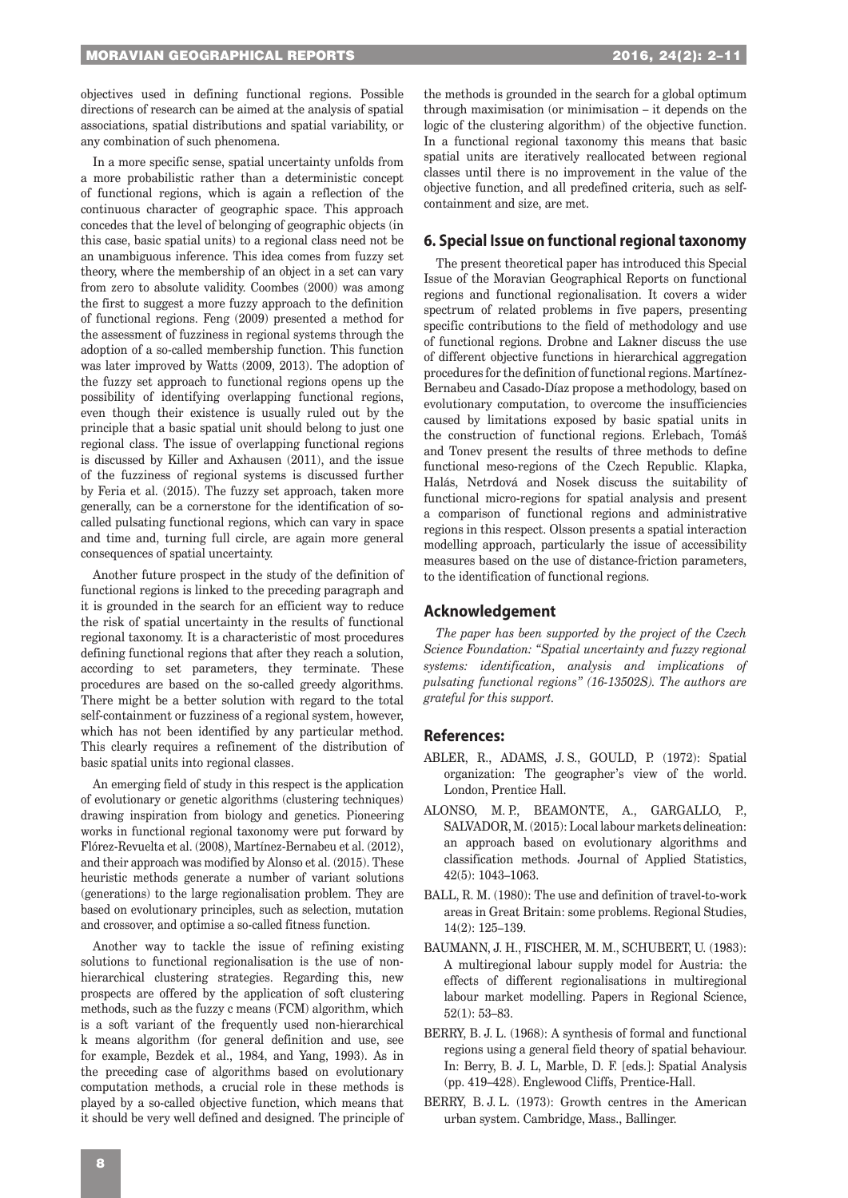objectives used in defining functional regions. Possible directions of research can be aimed at the analysis of spatial associations, spatial distributions and spatial variability, or any combination of such phenomena.

In a more specific sense, spatial uncertainty unfolds from a more probabilistic rather than a deterministic concept of functional regions, which is again a reflection of the continuous character of geographic space. This approach concedes that the level of belonging of geographic objects (in this case, basic spatial units) to a regional class need not be an unambiguous inference. This idea comes from fuzzy set theory, where the membership of an object in a set can vary from zero to absolute validity. Coombes (2000) was among the first to suggest a more fuzzy approach to the definition of functional regions. Feng (2009) presented a method for the assessment of fuzziness in regional systems through the adoption of a so-called membership function. This function was later improved by Watts (2009, 2013). The adoption of the fuzzy set approach to functional regions opens up the possibility of identifying overlapping functional regions, even though their existence is usually ruled out by the principle that a basic spatial unit should belong to just one regional class. The issue of overlapping functional regions is discussed by Killer and Axhausen (2011), and the issue of the fuzziness of regional systems is discussed further by Feria et al. (2015). The fuzzy set approach, taken more generally, can be a cornerstone for the identification of so-called pulsating functional regions, which can vary in space and time and, turning full circle, are again more general consequences of spatial uncertainty.

Another future prospect in the study of the definition of functional regions is linked to the preceding paragraph and it is grounded in the search for an efficient way to reduce the risk of spatial uncertainty in the results of functional regional taxonomy. It is a characteristic of most procedures defining functional regions that after they reach a solution, according to set parameters, they terminate. These procedures are based on the so-called greedy algorithms. There might be a better solution with regard to the total self-containment or fuzziness of a regional system, however, which has not been identified by any particular method. This clearly requires a refinement of the distribution of basic spatial units into regional classes.

An emerging field of study in this respect is the application of evolutionary or genetic algorithms (clustering techniques) drawing inspiration from biology and genetics. Pioneering works in functional regional taxonomy were put forward by Flórez-Revuelta et al. (2008), Martínez-Bernabeu et al. (2012), and their approach was modified by Alonso et al. (2015). These heuristic methods generate a number of variant solutions (generations) to the large regionalisation problem. They are based on evolutionary principles, such as selection, mutation and crossover, and optimise a so-called fitness function.

Another way to tackle the issue of refining existing solutions to functional regionalisation is the use of non-hierarchical clustering strategies. Regarding this, new prospects are offered by the application of soft clustering methods, such as the fuzzy c means (FCM) algorithm, which is a soft variant of the frequently used non-hierarchical k means algorithm (for general definition and use, see for example, Bezdek et al., 1984, and Yang, 1993). As in the preceding case of algorithms based on evolutionary computation methods, a crucial role in these methods is played by a so-called objective function, which means that it should be very well defined and designed. The principle of the methods is grounded in the search for a global optimum through maximisation (or minimisation – it depends on the logic of the clustering algorithm) of the objective function. In a functional regional taxonomy this means that basic spatial units are iteratively reallocated between regional classes until there is no improvement in the value of the objective function, and all predefined criteria, such as self-containment and size, are met.

## 6. Special Issue on functional regional taxonomy

The present theoretical paper has introduced this Special Issue of the Moravian Geographical Reports on functional regions and functional regionalisation. It covers a wider spectrum of related problems in five papers, presenting specific contributions to the field of methodology and use of functional regions. Drobne and Lakner discuss the use of different objective functions in hierarchical aggregation procedures for the definition of functional regions. Martínez-Bernabeu and Casado-Díaz propose a methodology, based on evolutionary computation, to overcome the insufficiencies caused by limitations exposed by basic spatial units in the construction of functional regions. Erlebach, Tomáš and Tonev present the results of three methods to define functional meso-regions of the Czech Republic. Klapka, Halás, Netrdová and Nosek discuss the suitability of functional micro-regions for spatial analysis and present a comparison of functional regions and administrative regions in this respect. Olsson presents a spatial interaction modelling approach, particularly the issue of accessibility measures based on the use of distance-friction parameters, to the identification of functional regions.

## Acknowledgement

*The paper has been supported by the project of the Czech Science Foundation: "Spatial uncertainty and fuzzy regional systems: identification, analysis and implications of pulsating functional regions" (16-13502S). The authors are grateful for this support.*

## References:

ABLER, R., ADAMS, J. S., GOULD, P. (1972): Spatial organization: The geographer's view of the world. London, Prentice Hall.

ALONSO, M. P., BEAMONTE, A., GARGALLO, P., SALVADOR, M. (2015): Local labour markets delineation: an approach based on evolutionary algorithms and classification methods. Journal of Applied Statistics, 42(5): 1043–1063.

BALL, R. M. (1980): The use and definition of travel-to-work areas in Great Britain: some problems. Regional Studies, 14(2): 125–139.

BAUMANN, J. H., FISCHER, M. M., SCHUBERT, U. (1983): A multiregional labour supply model for Austria: the effects of different regionalisations in multiregional labour market modelling. Papers in Regional Science, 52(1): 53–83.

BERRY, B. J. L. (1968): A synthesis of formal and functional regions using a general field theory of spatial behaviour. In: Berry, B. J. L, Marble, D. F. [eds.]: Spatial Analysis (pp. 419–428). Englewood Cliffs, Prentice-Hall.

BERRY, B. J. L. (1973): Growth centres in the American urban system. Cambridge, Mass., Ballinger.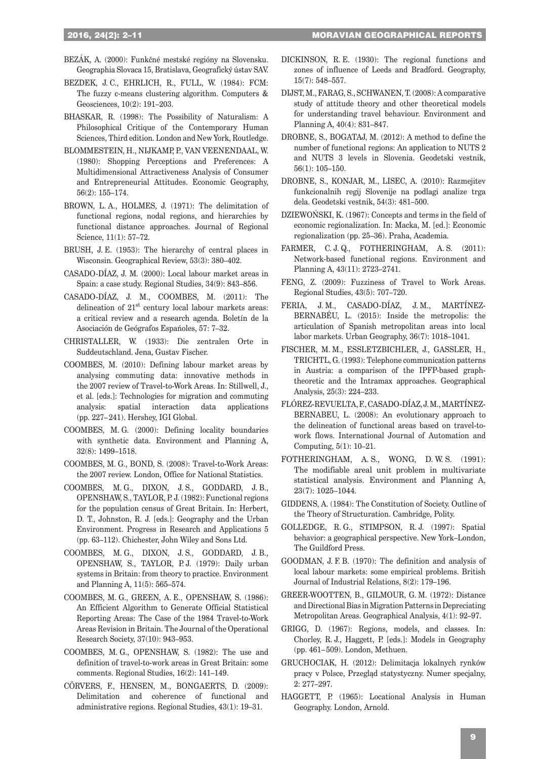BEZÁK, A. (2000): Funkčné mestské regióny na Slovensku. Geographia Slovaca 15, Bratislava, Geografický ústav SAV.

BEZDEK, J. C., EHRLICH, R., FULL, W. (1984): FCM: The fuzzy c-means clustering algorithm. Computers & Geosciences, 10(2): 191–203.

BHASKAR, R. (1998): The Possibility of Naturalism: A Philosophical Critique of the Contemporary Human Sciences, Third edition. London and New York, Routledge.

BLOMMESTEIN, H., NIJKAMP, P., VAN VEENENDAAL, W. (1980): Shopping Perceptions and Preferences: A Multidimensional Attractiveness Analysis of Consumer and Entrepreneurial Attitudes. Economic Geography, 56(2): 155–174.

BROWN, L. A., HOLMES, J. (1971): The delimitation of functional regions, nodal regions, and hierarchies by functional distance approaches. Journal of Regional Science, 11(1): 57–72.

BRUSH, J. E. (1953): The hierarchy of central places in Wisconsin. Geographical Review, 53(3): 380–402.

CASADO-DÍAZ, J. M. (2000): Local labour market areas in Spain: a case study. Regional Studies, 34(9): 843–856.

CASADO-DÍAZ, J. M., COOMBES, M. (2011): The delineation of 21st century local labour markets areas: a critical review and a research agenda. Boletín de la Asociación de Geógrafos Españoles, 57: 7–32.

CHRISTALLER, W. (1933): Die zentralen Orte in Suddeutschland. Jena, Gustav Fischer.

COOMBES, M. (2010): Defining labour market areas by analysing commuting data: innovative methods in the 2007 review of Travel-to-Work Areas. In: Stillwell, J., et al. [eds.]: Technologies for migration and commuting analysis: spatial interaction data applications (pp. 227–241). Hershey, IGI Global.

COOMBES, M. G. (2000): Defining locality boundaries with synthetic data. Environment and Planning A, 32(8): 1499–1518.

COOMBES, M. G., BOND, S. (2008): Travel-to-Work Areas: the 2007 review. London, Office for National Statistics.

COOMBES, M. G., DIXON, J. S., GODDARD, J. B., OPENSHAW, S., TAYLOR, P. J. (1982): Functional regions for the population census of Great Britain. In: Herbert, D. T., Johnston, R. J. [eds.]: Geography and the Urban Environment. Progress in Research and Applications 5 (pp. 63–112). Chichester, John Wiley and Sons Ltd.

COOMBES, M. G., DIXON, J. S., GODDARD, J. B., OPENSHAW, S., TAYLOR, P. J. (1979): Daily urban systems in Britain: from theory to practice. Environment and Planning A, 11(5): 565–574.

COOMBES, M. G., GREEN, A. E., OPENSHAW, S. (1986): An Efficient Algorithm to Generate Official Statistical Reporting Areas: The Case of the 1984 Travel-to-Work Areas Revision in Britain. The Journal of the Operational Research Society, 37(10): 943–953.

COOMBES, M. G., OPENSHAW, S. (1982): The use and definition of travel-to-work areas in Great Britain: some comments. Regional Studies, 16(2): 141–149.

CÖRVERS, F., HENSEN, M., BONGAERTS, D. (2009): Delimitation and coherence of functional and administrative regions. Regional Studies, 43(1): 19–31.

DICKINSON, R. E. (1930): The regional functions and zones of influence of Leeds and Bradford. Geography, 15(7): 548–557.

DIJST, M., FARAG, S., SCHWANEN, T. (2008): A comparative study of attitude theory and other theoretical models for understanding travel behaviour. Environment and Planning A, 40(4): 831–847.

DROBNE, S., BOGATAJ, M. (2012): A method to define the number of functional regions: An application to NUTS 2 and NUTS 3 levels in Slovenia. Geodetski vestnik, 56(1): 105–150.

DROBNE, S., KONJAR, M., LISEC, A. (2010): Razmejitev funkcionalnih regij Slovenije na podlagi analize trga dela. Geodetski vestnik, 54(3): 481–500.

DZIEWOŃSKI, K. (1967): Concepts and terms in the field of economic regionalization. In: Macka, M. [ed.]: Economic regionalization (pp. 25–36). Praha, Academia.

FARMER, C. J. Q., FOTHERINGHAM, A. S. (2011): Network-based functional regions. Environment and Planning A, 43(11): 2723–2741.

FENG, Z. (2009): Fuzziness of Travel to Work Areas. Regional Studies, 43(5): 707–720.

FERIA, J. M., CASADO-DÍAZ, J. M., MARTÍNEZ-BERNABÉU, L. (2015): Inside the metropolis: the articulation of Spanish metropolitan areas into local labor markets. Urban Geography, 36(7): 1018–1041.

FISCHER, M. M., ESSLETZBICHLER, J., GASSLER, H., TRICHTL, G. (1993): Telephone communication patterns in Austria: a comparison of the IPFP-based graph-theoretic and the Intramax approaches. Geographical Analysis, 25(3): 224–233.

FLÓREZ-REVUELTA, F., CASADO-DÍAZ, J. M., MARTÍNEZ-BERNABEU, L. (2008): An evolutionary approach to the delineation of functional areas based on travel-to-work flows. International Journal of Automation and Computing, 5(1): 10–21.

FOTHERINGHAM, A. S., WONG, D. W. S. (1991): The modifiable areal unit problem in multivariate statistical analysis. Environment and Planning A, 23(7): 1025–1044.

GIDDENS, A. (1984): The Constitution of Society. Outline of the Theory of Structuration. Cambridge, Polity.

GOLLEDGE, R. G., STIMPSON, R. J. (1997): Spatial behavior: a geographical perspective. New York–London, The Guildford Press.

GOODMAN, J. F. B. (1970): The definition and analysis of local labour markets: some empirical problems. British Journal of Industrial Relations, 8(2): 179–196.

GREER-WOOTTEN, B., GILMOUR, G. M. (1972): Distance and Directional Bias in Migration Patterns in Depreciating Metropolitan Areas. Geographical Analysis, 4(1): 92–97.

GRIGG, D. (1967): Regions, models, and classes. In: Chorley, R. J., Haggett, P. [eds.]: Models in Geography (pp. 461–509). London, Methuen.

GRUCHOCIAK, H. (2012): Delimitacja lokalnych rynków pracy v Polsce, Przegląd statystyczny. Numer specjalny, 2: 277–297.

HAGGETT, P. (1965): Locational Analysis in Human Geography. London, Arnold.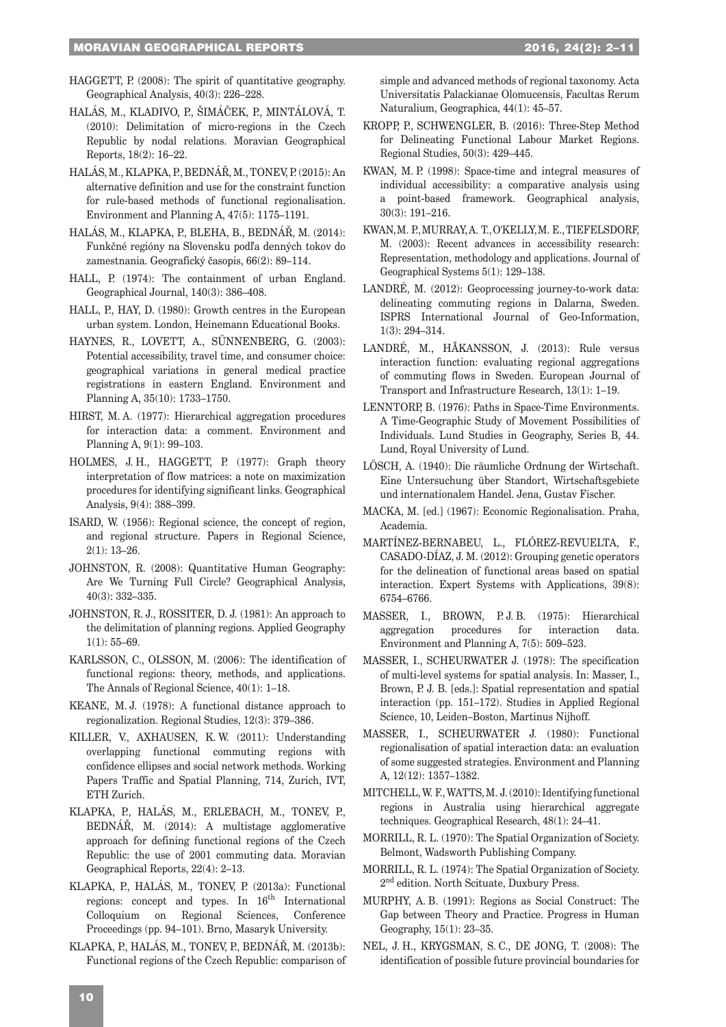HAGGETT, P. (2008): The spirit of quantitative geography. Geographical Analysis, 40(3): 226–228.

HALÁS, M., KLADIVO, P., ŠIMÁČEK, P., MINTÁLOVÁ, T. (2010): Delimitation of micro-regions in the Czech Republic by nodal relations. Moravian Geographical Reports, 18(2): 16–22.

HALÁS, M., KLAPKA, P., BEDNÁŘ, M., TONEV, P. (2015): An alternative definition and use for the constraint function for rule-based methods of functional regionalisation. Environment and Planning A, 47(5): 1175–1191.

HALÁS, M., KLAPKA, P., BLEHA, B., BEDNÁŘ, M. (2014): Funkčné regióny na Slovensku podľa denných tokov do zamestnania. Geografický časopis, 66(2): 89–114.

HALL, P. (1974): The containment of urban England. Geographical Journal, 140(3): 386–408.

HALL, P., HAY, D. (1980): Growth centres in the European urban system. London, Heinemann Educational Books.

HAYNES, R., LOVETT, A., SÜNNENBERG, G. (2003): Potential accessibility, travel time, and consumer choice: geographical variations in general medical practice registrations in eastern England. Environment and Planning A, 35(10): 1733–1750.

HIRST, M. A. (1977): Hierarchical aggregation procedures for interaction data: a comment. Environment and Planning A, 9(1): 99–103.

HOLMES, J. H., HAGGETT, P. (1977): Graph theory interpretation of flow matrices: a note on maximization procedures for identifying significant links. Geographical Analysis, 9(4): 388–399.

ISARD, W. (1956): Regional science, the concept of region, and regional structure. Papers in Regional Science, 2(1): 13–26.

JOHNSTON, R. (2008): Quantitative Human Geography: Are We Turning Full Circle? Geographical Analysis, 40(3): 332–335.

JOHNSTON, R. J., ROSSITER, D. J. (1981): An approach to the delimitation of planning regions. Applied Geography 1(1): 55–69.

KARLSSON, C., OLSSON, M. (2006): The identification of functional regions: theory, methods, and applications. The Annals of Regional Science, 40(1): 1–18.

KEANE, M. J. (1978): A functional distance approach to regionalization. Regional Studies, 12(3): 379–386.

KILLER, V., AXHAUSEN, K. W. (2011): Understanding overlapping functional commuting regions with confidence ellipses and social network methods. Working Papers Traffic and Spatial Planning, 714, Zurich, IVT, ETH Zurich.

KLAPKA, P., HALÁS, M., ERLEBACH, M., TONEV, P., BEDNÁŘ, M. (2014): A multistage agglomerative approach for defining functional regions of the Czech Republic: the use of 2001 commuting data. Moravian Geographical Reports, 22(4): 2–13.

KLAPKA, P., HALÁS, M., TONEV, P. (2013a): Functional regions: concept and types. In 16th International Colloquium on Regional Sciences, Conference Proceedings (pp. 94–101). Brno, Masaryk University.

KLAPKA, P., HALÁS, M., TONEV, P., BEDNÁŘ, M. (2013b): Functional regions of the Czech Republic: comparison of simple and advanced methods of regional taxonomy. Acta Universitatis Palackianae Olomucensis, Facultas Rerum Naturalium, Geographica, 44(1): 45–57.

KROPP, P., SCHWENGLER, B. (2016): Three-Step Method for Delineating Functional Labour Market Regions. Regional Studies, 50(3): 429–445.

KWAN, M. P. (1998): Space-time and integral measures of individual accessibility: a comparative analysis using a point-based framework. Geographical analysis, 30(3): 191–216.

KWAN, M. P., MURRAY, A. T., O'KELLY, M. E., TIEFELSDORF, M. (2003): Recent advances in accessibility research: Representation, methodology and applications. Journal of Geographical Systems 5(1): 129–138.

LANDRÉ, M. (2012): Geoprocessing journey-to-work data: delineating commuting regions in Dalarna, Sweden. ISPRS International Journal of Geo-Information, 1(3): 294–314.

LANDRÉ, M., HÅKANSSON, J. (2013): Rule versus interaction function: evaluating regional aggregations of commuting flows in Sweden. European Journal of Transport and Infrastructure Research, 13(1): 1–19.

LENNTORP, B. (1976): Paths in Space-Time Environments. A Time-Geographic Study of Movement Possibilities of Individuals. Lund Studies in Geography, Series B, 44. Lund, Royal University of Lund.

LÖSCH, A. (1940): Die räumliche Ordnung der Wirtschaft. Eine Untersuchung über Standort, Wirtschaftsgebiete und internationalem Handel. Jena, Gustav Fischer.

MACKA, M. [ed.] (1967): Economic Regionalisation. Praha, Academia.

MARTÍNEZ-BERNABEU, L., FLÓREZ-REVUELTA, F., CASADO-DÍAZ, J. M. (2012): Grouping genetic operators for the delineation of functional areas based on spatial interaction. Expert Systems with Applications, 39(8): 6754–6766.

MASSER, I., BROWN, P. J. B. (1975): Hierarchical aggregation procedures for interaction data. Environment and Planning A, 7(5): 509–523.

MASSER, I., SCHEURWATER J. (1978): The specification of multi-level systems for spatial analysis. In: Masser, I., Brown, P. J. B. [eds.]: Spatial representation and spatial interaction (pp. 151–172). Studies in Applied Regional Science, 10, Leiden–Boston, Martinus Nijhoff.

MASSER, I., SCHEURWATER J. (1980): Functional regionalisation of spatial interaction data: an evaluation of some suggested strategies. Environment and Planning A, 12(12): 1357–1382.

MITCHELL, W. F., WATTS, M. J. (2010): Identifying functional regions in Australia using hierarchical aggregate techniques. Geographical Research, 48(1): 24–41.

MORRILL, R. L. (1970): The Spatial Organization of Society. Belmont, Wadsworth Publishing Company.

MORRILL, R. L. (1974): The Spatial Organization of Society. 2nd edition. North Scituate, Duxbury Press.

MURPHY, A. B. (1991): Regions as Social Construct: The Gap between Theory and Practice. Progress in Human Geography, 15(1): 23–35.

NEL, J. H., KRYGSMAN, S. C., DE JONG, T. (2008): The identification of possible future provincial boundaries for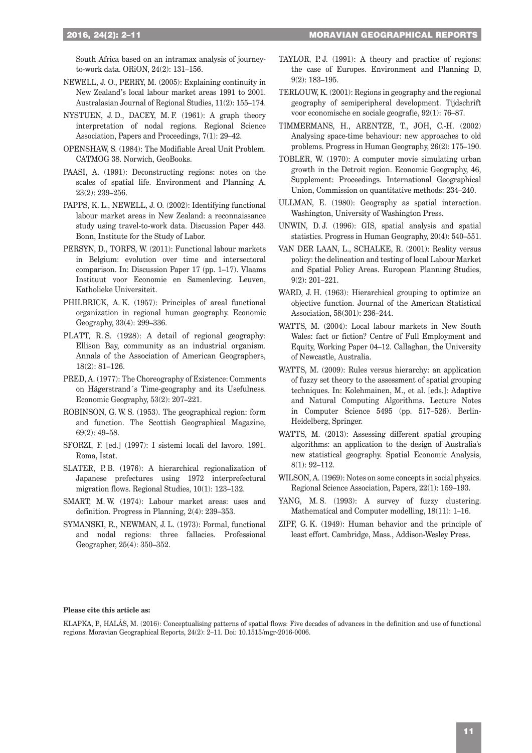South Africa based on an intramax analysis of journey-to-work data. ORiON, 24(2): 131–156.

NEWELL, J. O., PERRY, M. (2005): Explaining continuity in New Zealand's local labour market areas 1991 to 2001. Australasian Journal of Regional Studies, 11(2): 155–174.

NYSTUEN, J. D., DACEY, M. F. (1961): A graph theory interpretation of nodal regions. Regional Science Association, Papers and Proceedings, 7(1): 29–42.

OPENSHAW, S. (1984): The Modifiable Areal Unit Problem. CATMOG 38. Norwich, GeoBooks.

PAASI, A. (1991): Deconstructing regions: notes on the scales of spatial life. Environment and Planning A, 23(2): 239–256.

PAPPS, K. L., NEWELL, J. O. (2002): Identifying functional labour market areas in New Zealand: a reconnaissance study using travel-to-work data. Discussion Paper 443. Bonn, Institute for the Study of Labor.

PERSYN, D., TORFS, W. (2011): Functional labour markets in Belgium: evolution over time and intersectoral comparison. In: Discussion Paper 17 (pp. 1–17). Vlaams Instituut voor Economie en Samenleving. Leuven, Katholieke Universiteit.

PHILBRICK, A. K. (1957): Principles of areal functional organization in regional human geography. Economic Geography, 33(4): 299–336.

PLATT, R. S. (1928): A detail of regional geography: Ellison Bay, community as an industrial organism. Annals of the Association of American Geographers, 18(2): 81–126.

PRED, A. (1977): The Choreography of Existence: Comments on Hägerstrand´s Time-geography and its Usefulness. Economic Geography, 53(2): 207–221.

ROBINSON, G. W. S. (1953). The geographical region: form and function. The Scottish Geographical Magazine, 69(2): 49–58.

SFORZI, F. [ed.] (1997): I sistemi locali del lavoro. 1991. Roma, Istat.

SLATER, P. B. (1976): A hierarchical regionalization of Japanese prefectures using 1972 interprefectural migration flows. Regional Studies, 10(1): 123–132.

SMART, M. W. (1974): Labour market areas: uses and definition. Progress in Planning, 2(4): 239–353.

SYMANSKI, R., NEWMAN, J. L. (1973): Formal, functional and nodal regions: three fallacies. Professional Geographer, 25(4): 350–352.

TAYLOR, P. J. (1991): A theory and practice of regions: the case of Europes. Environment and Planning D, 9(2): 183–195.

TERLOUW, K. (2001): Regions in geography and the regional geography of semiperipheral development. Tijdschrift voor economische en sociale geografie, 92(1): 76–87.

TIMMERMANS, H., ARENTZE, T., JOH, C.-H. (2002) Analysing space-time behaviour: new approaches to old problems. Progress in Human Geography, 26(2): 175–190.

TOBLER, W. (1970): A computer movie simulating urban growth in the Detroit region. Economic Geography, 46, Supplement: Proceedings. International Geographical Union, Commission on quantitative methods: 234–240.

ULLMAN, E. (1980): Geography as spatial interaction. Washington, University of Washington Press.

UNWIN, D. J. (1996): GIS, spatial analysis and spatial statistics. Progress in Human Geography, 20(4): 540–551.

VAN DER LAAN, L., SCHALKE, R. (2001): Reality versus policy: the delineation and testing of local Labour Market and Spatial Policy Areas. European Planning Studies, 9(2): 201–221.

WARD, J. H. (1963): Hierarchical grouping to optimize an objective function. Journal of the American Statistical Association, 58(301): 236–244.

WATTS, M. (2004): Local labour markets in New South Wales: fact or fiction? Centre of Full Employment and Equity, Working Paper 04–12. Callaghan, the University of Newcastle, Australia.

WATTS, M. (2009): Rules versus hierarchy: an application of fuzzy set theory to the assessment of spatial grouping techniques. In: Kolehmainen, M., et al. [eds.]: Adaptive and Natural Computing Algorithms. Lecture Notes in Computer Science 5495 (pp. 517–526). Berlin-Heidelberg, Springer.

WATTS, M. (2013): Assessing different spatial grouping algorithms: an application to the design of Australia's new statistical geography. Spatial Economic Analysis, 8(1): 92–112.

WILSON, A. (1969): Notes on some concepts in social physics. Regional Science Association, Papers, 22(1): 159–193.

YANG, M. S. (1993): A survey of fuzzy clustering. Mathematical and Computer modelling, 18(11): 1–16.

ZIPF, G. K. (1949): Human behavior and the principle of least effort. Cambridge, Mass., Addison-Wesley Press.

**Please cite this article as:**

KLAPKA, P., HALÁS, M. (2016): Conceptualising patterns of spatial flows: Five decades of advances in the definition and use of functional regions. Moravian Geographical Reports, 24(2): 2–11. Doi: 10.1515/mgr-2016-0006.